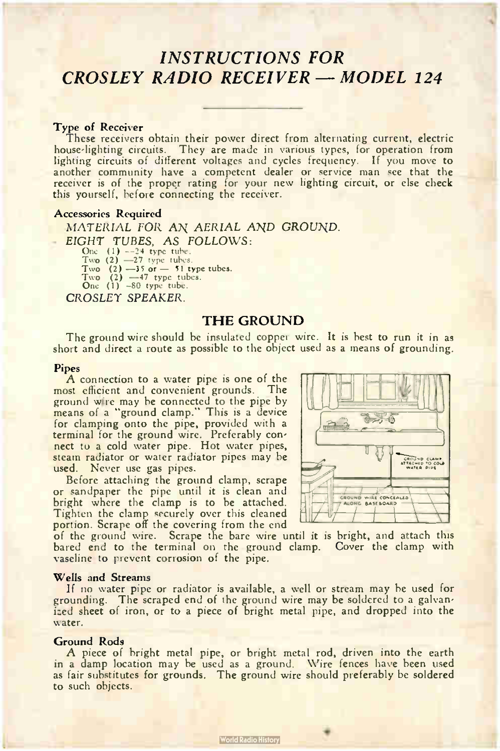# INSTRUCTIONS FOR CROSLEY RADIO RECEIVER — MODEL 124

### Type of Receiver

These receivers obtain their power direct from alternating current, electric house-lighting circuits. They are made in various types, for operation from lighting circuits of different voltages and cycles frequency. If you move to another community have a competent dealer or service man see that the receiver is of the proper rating for your new lighting circuit, or else check this yourself, before connecting the receiver.

### Accessories Required

*MATERIAL FOR AN AERIAL AND GROUND.*

*EIGHT TUBES, AS FOLLOWS:*

- One (1) —24 type tube.
- Two (2) —27 type tubes.
- Two (2) —35 or — 51 type tubes.
- Two (2) —47 type tubes.
- One (1) —80 type tube.

*CROSLEY SPEAKER.*

## THE GROUND

The ground wire should be insulated copper wire. It is best to run it in as short and direct a route as possible to the object used as a means of grounding.

### Pipes

A connection to a water pipe is one of the most efficient and convenient grounds. The ground wire may be connected to the pipe by means of a "ground clamp." This is a device for clamping onto the pipe, provided with a terminal for the ground wire. Preferably connect to a cold water pipe. Hot water pipes, steam radiator or water radiator pipes may be used. Never use gas pipes.

GROUND CLAMP ATTACHED TO COLD WATER PIPE

GROUND WIRE CONCEALED ALONG BASEBOARD

Before attaching the ground clamp, scrape or sandpaper the pipe until it is clean and bright where the clamp is to be attached. Tighten the clamp securely over this cleaned portion. Scrape off the covering from the end of the ground wire. Scrape the bare wire until it is bright, and attach this bared end to the terminal on the ground clamp. Cover the clamp with vaseline to prevent corrosion of the pipe.

### Wells and Streams

If no water pipe or radiator is available, a well or stream may be used for grounding. The scraped end of the ground wire may be soldered to a galvanized sheet of iron, or to a piece of bright metal pipe, and dropped into the water.

### Ground Rods

A piece of bright metal pipe, or bright metal rod, driven into the earth in a damp location may be used as a ground. Wire fences have been used as fair substitutes for grounds. The ground wire should preferably be soldered to such objects.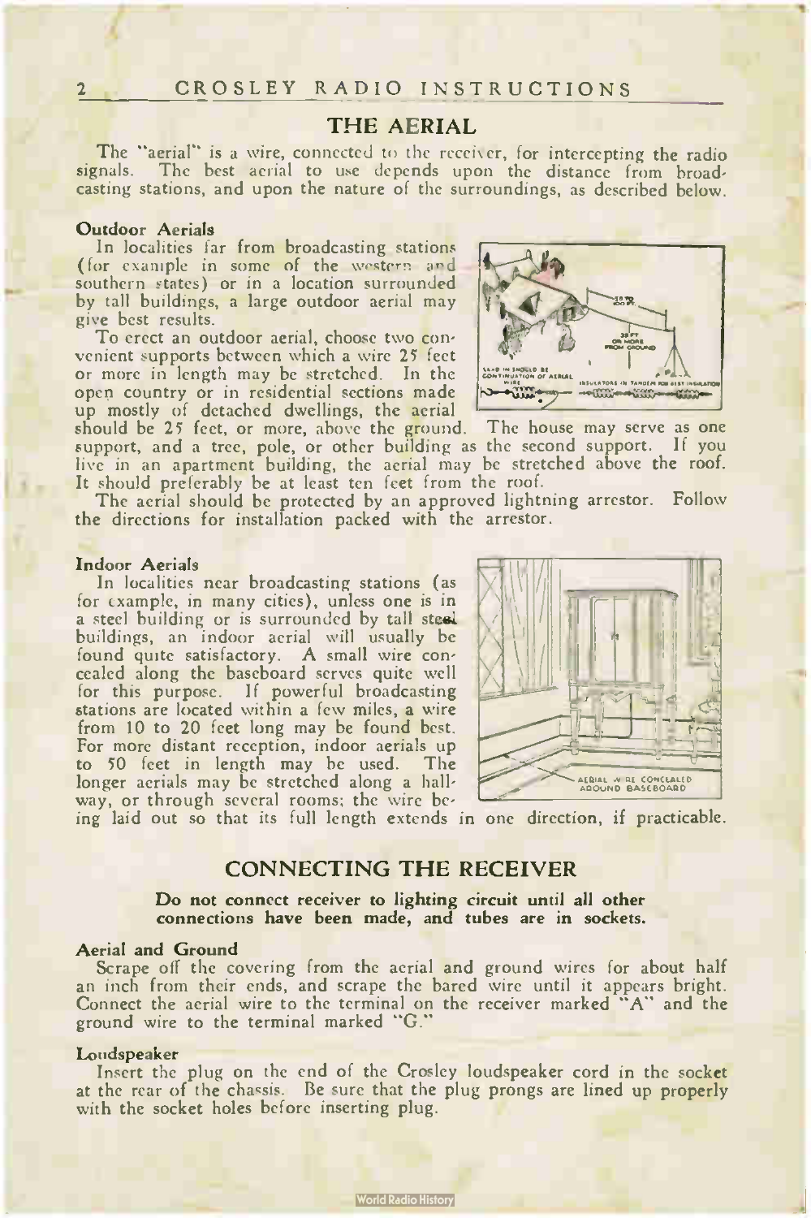## THE AERIAL

The "aerial" is a wire, connected to the receiver, for intercepting the radio signals. The best aerial to use depends upon the distance from broadcasting stations, and upon the nature of the surroundings, as described below.

### Outdoor Aerials

In localities far from broadcasting stations (for example in some of the western and southern states) or in a location surrounded by tall buildings, a large outdoor aerial may give best results.

To erect an outdoor aerial, choose two convenient supports between which a wire 25 feet or more in length may be stretched. In the open country or in residential sections made up mostly of detached dwellings, the aerial should be 25 feet, or more, above the ground. The house may serve as one support, and a tree, pole, or other building as the second support. If you live in an apartment building, the aerial may be stretched above the roof. It should preferably be at least ten feet from the roof.

The aerial should be protected by an approved lightning arrestor. Follow the directions for installation packed with the arrestor.

### Indoor Aerials

In localities near broadcasting stations (as for example, in many cities), unless one is in a steel building or is surrounded by tall steel buildings, an indoor aerial will usually be found quite satisfactory. A small wire concealed along the baseboard serves quite well for this purpose. If powerful broadcasting stations are located within a few miles, a wire from 10 to 20 feet long may be found best. For more distant reception, indoor aerials up to 50 feet in length may be used. The longer aerials may be stretched along a hallway, or through several rooms; the wire being laid out so that its full length extends in one direction, if practicable.

## CONNECTING THE RECEIVER

**Do not connect receiver to lighting circuit until all other connections have been made, and tubes are in sockets.**

### Aerial and Ground

Scrape off the covering from the aerial and ground wires for about half an inch from their ends, and scrape the bared wire until it appears bright. Connect the aerial wire to the terminal on the receiver marked "A" and the ground wire to the terminal marked "G."

### Loudspeaker

Insert the plug on the end of the Crosley loudspeaker cord in the socket at the rear of the chassis. Be sure that the plug prongs are lined up properly with the socket holes before inserting plug.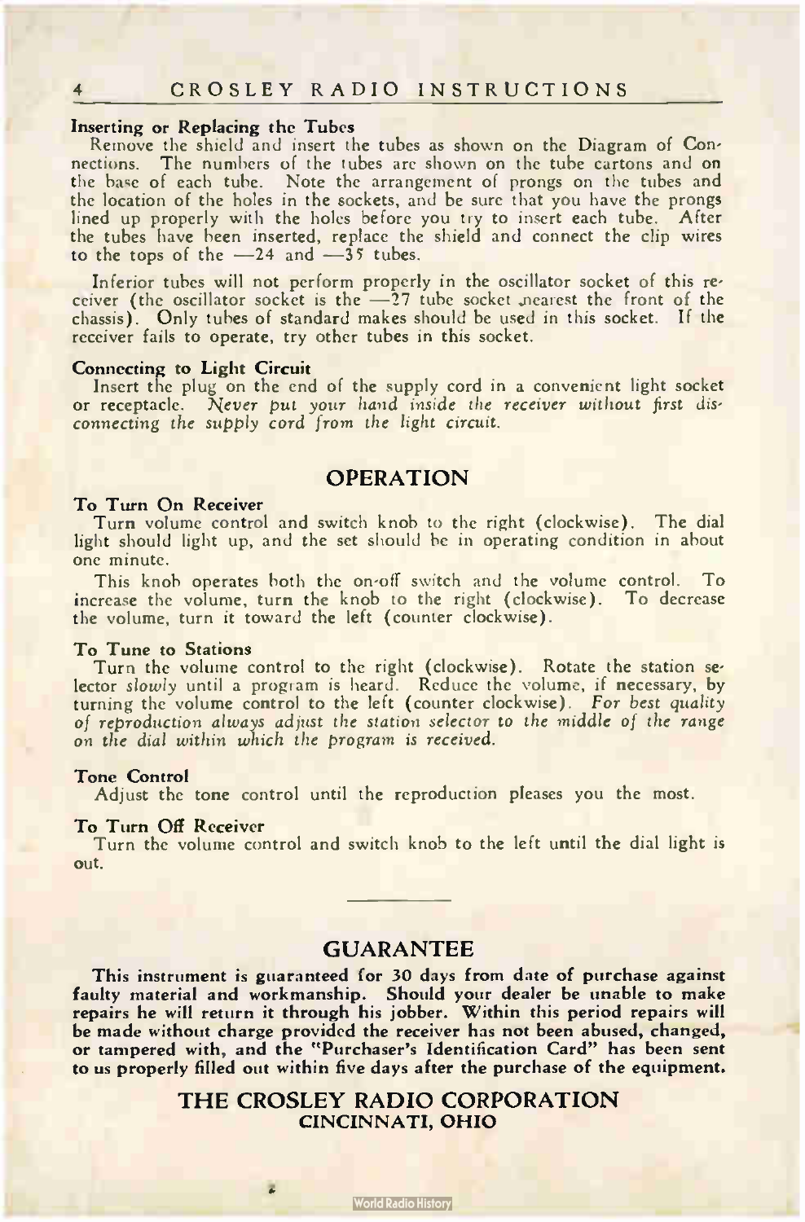#### Inserting or Replacing the Tubes

Remove the shield and insert the tubes as shown on the Diagram of Connections. The numbers of the tubes are shown on the tube cartons and on the base of each tube. Note the arrangement of prongs on the tubes and the location of the holes in the sockets, and be sure that you have the prongs lined up properly with the holes before you try to insert each tube. After the tubes have been inserted, replace the shield and connect the clip wires to the tops of the —24 and —35 tubes.

Inferior tubes will not perform properly in the oscillator socket of this receiver (the oscillator socket is the —27 tube socket nearest the front of the chassis). Only tubes of standard makes should be used in this socket. If the receiver fails to operate, try other tubes in this socket.

#### Connecting to Light Circuit

Insert the plug on the end of the supply cord in a convenient light socket or receptacle. *Never put your hand inside the receiver without first disconnecting the supply cord from the light circuit.*

## OPERATION

#### To Turn On Receiver

Turn volume control and switch knob to the right (clockwise). The dial light should light up, and the set should be in operating condition in about one minute.

This knob operates both the on-off switch and the volume control. To increase the volume, turn the knob to the right (clockwise). To decrease the volume, turn it toward the left (counter clockwise).

#### To Tune to Stations

Turn the volume control to the right (clockwise). Rotate the station selector *slowly* until a program is heard. Reduce the volume, if necessary, by turning the volume control to the left (counter clockwise). *For best quality of reproduction always adjust the station selector to the middle of the range on the dial within which the program is received.*

#### Tone Control

Adjust the tone control until the reproduction pleases you the most.

#### To Turn Off Receiver

Turn the volume control and switch knob to the left until the dial light is out.

---

## GUARANTEE

**This instrument is guaranteed for 30 days from date of purchase against faulty material and workmanship. Should your dealer be unable to make repairs he will return it through his jobber. Within this period repairs will be made without charge provided the receiver has not been abused, changed, or tampered with, and the "Purchaser's Identification Card" has been sent to us properly filled out within five days after the purchase of the equipment.**

**THE CROSLEY RADIO CORPORATION**
**CINCINNATI, OHIO**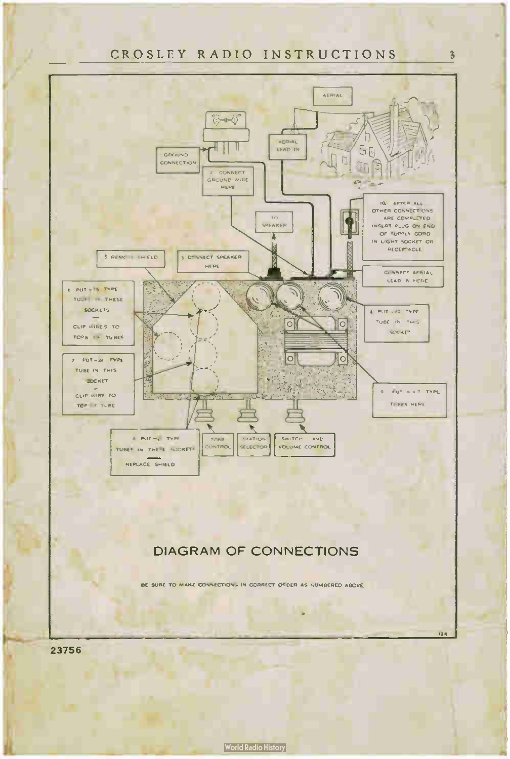AERIAL

AERIAL LEAD IN

GROUND CONNECTION

1 CONNECT GROUND WIRE HERE

TO SPEAKER

10. AFTER ALL OTHER CONNECTIONS ARE COMPLETED INSERT PLUG ON END OF SUPPLY CORD IN LIGHT SOCKET OR RECEPTACLE

5 REMOVE SHIELD

3 CONNECT SPEAKER HERE

CONNECT AERIAL LEAD IN HERE

6 PUT -35 TYPE TUBES IN THESE SOCKETS — CLIP WIRES TO TOPS OF TUBES

4 PUT -80 TYPE TUBE IN THIS SOCKET

7 PUT -24 TYPE TUBE IN THIS SOCKET — CLIP WIRE TO TOP OF TUBE

9 PUT -47 TYPE TUBES HERE

8 PUT -27 TYPE TUBES IN THESE SOCKETS — REPLACE SHIELD

TONE CONTROL

STATION SELECTOR

SWITCH AND VOLUME CONTROL

## DIAGRAM OF CONNECTIONS

BE SURE TO MAKE CONNECTIONS IN CORRECT ORDER AS NUMBERED ABOVE.

124

23756